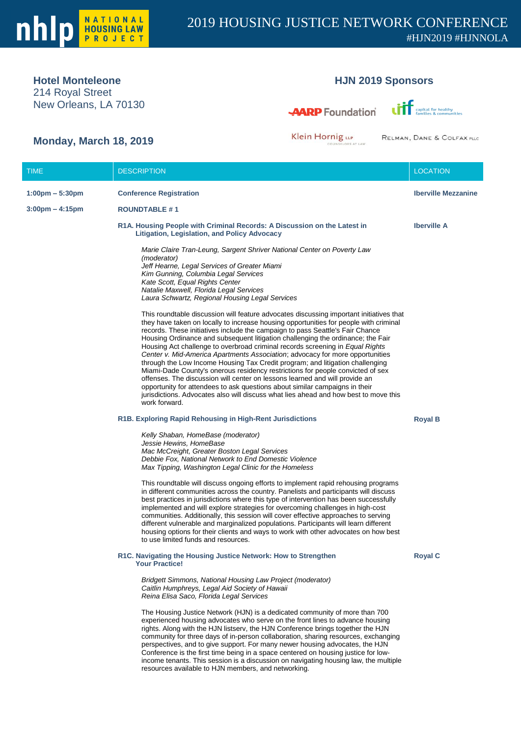# 2019 HOUSING JUSTICE NETWORK CONFERENCE

#HJN2019 #HJNNOLA

**Hotel Monteleone**
214 Royal Street
New Orleans, LA 70130

## HJN 2019 Sponsors

AARP Foundation · LIIF capital for healthy families & communities · Klein Hornig LLP Counselors at Law · Relman, Dane & Colfax PLLC

## Monday, March 18, 2019

| TIME | DESCRIPTION | LOCATION |
|---|---|---|
| **1:00pm – 5:30pm** | **Conference Registration** | **Iberville Mezzanine** |
| **3:00pm – 4:15pm** | **ROUNDTABLE # 1** | |
| | **R1A. Housing People with Criminal Records: A Discussion on the Latest in Litigation, Legislation, and Policy Advocacy** | **Iberville A** |
| | *Marie Claire Tran-Leung, Sargent Shriver National Center on Poverty Law (moderator)*<br>*Jeff Hearne, Legal Services of Greater Miami*<br>*Kim Gunning, Columbia Legal Services*<br>*Kate Scott, Equal Rights Center*<br>*Natalie Maxwell, Florida Legal Services*<br>*Laura Schwartz, Regional Housing Legal Services* | |
| | This roundtable discussion will feature advocates discussing important initiatives that they have taken on locally to increase housing opportunities for people with criminal records. These initiatives include the campaign to pass Seattle's Fair Chance Housing Ordinance and subsequent litigation challenging the ordinance; the Fair Housing Act challenge to overbroad criminal records screening in *Equal Rights Center v. Mid-America Apartments Association*; advocacy for more opportunities through the Low Income Housing Tax Credit program; and litigation challenging Miami-Dade County's onerous residency restrictions for people convicted of sex offenses. The discussion will center on lessons learned and will provide an opportunity for attendees to ask questions about similar campaigns in their jurisdictions. Advocates also will discuss what lies ahead and how best to move this work forward. | |
| | **R1B. Exploring Rapid Rehousing in High-Rent Jurisdictions** | **Royal B** |
| | *Kelly Shaban, HomeBase (moderator)*<br>*Jessie Hewins, HomeBase*<br>*Mac McCreight, Greater Boston Legal Services*<br>*Debbie Fox, National Network to End Domestic Violence*<br>*Max Tipping, Washington Legal Clinic for the Homeless* | |
| | This roundtable will discuss ongoing efforts to implement rapid rehousing programs in different communities across the country. Panelists and participants will discuss best practices in jurisdictions where this type of intervention has been successfully implemented and will explore strategies for overcoming challenges in high-cost communities. Additionally, this session will cover effective approaches to serving different vulnerable and marginalized populations. Participants will learn different housing options for their clients and ways to work with other advocates on how best to use limited funds and resources. | |
| | **R1C. Navigating the Housing Justice Network: How to Strengthen Your Practice!** | **Royal C** |
| | *Bridgett Simmons, National Housing Law Project (moderator)*<br>*Caitlin Humphreys, Legal Aid Society of Hawaii*<br>*Reina Elisa Saco, Florida Legal Services* | |
| | The Housing Justice Network (HJN) is a dedicated community of more than 700 experienced housing advocates who serve on the front lines to advance housing rights. Along with the HJN listserv, the HJN Conference brings together the HJN community for three days of in-person collaboration, sharing resources, exchanging perspectives, and to give support. For many newer housing advocates, the HJN Conference is the first time being in a space centered on housing justice for low-income tenants. This session is a discussion on navigating housing law, the multiple resources available to HJN members, and networking. | |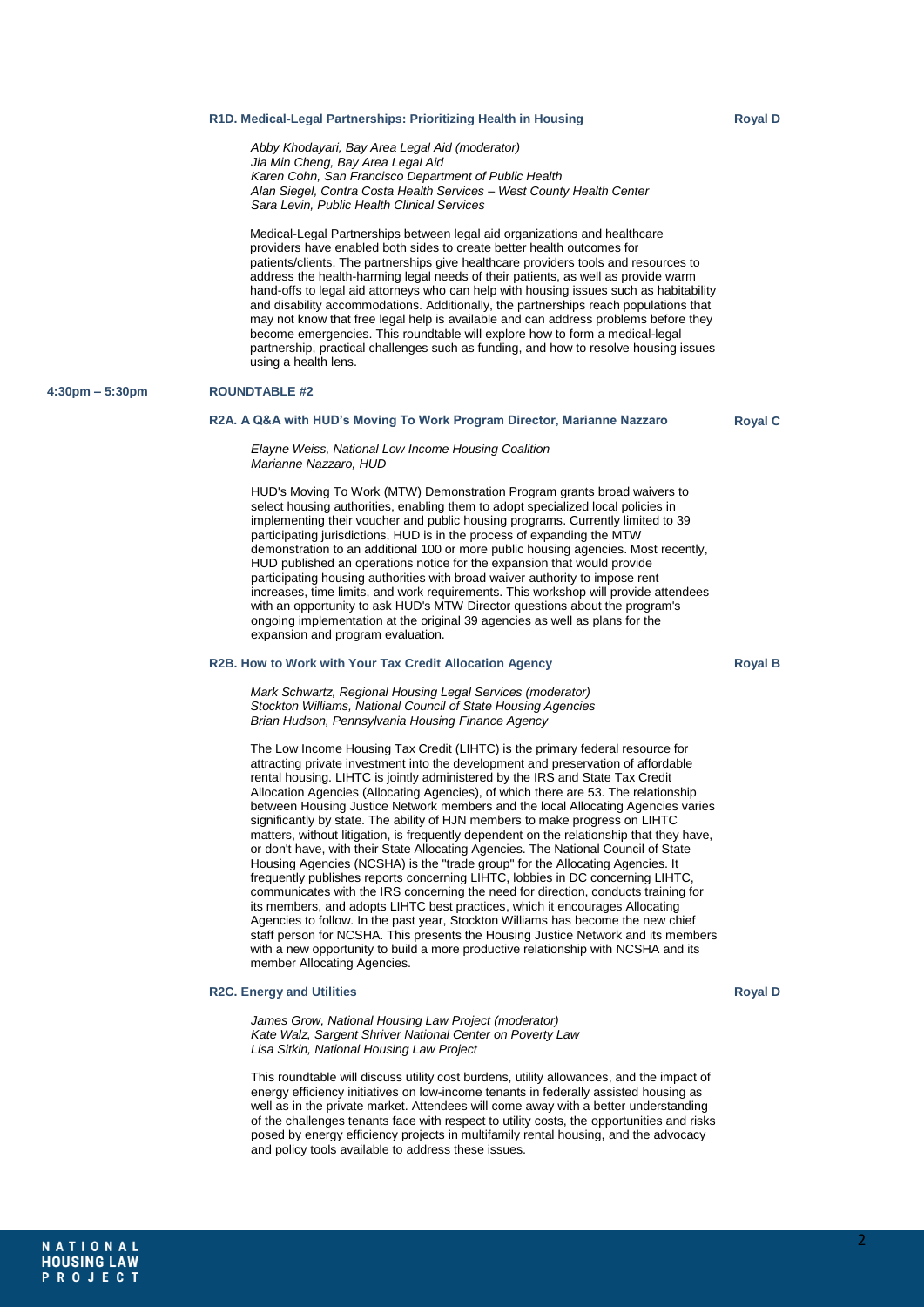### R1D. Medical-Legal Partnerships: Prioritizing Health in Housing — Royal D

*Abby Khodayari, Bay Area Legal Aid (moderator)*
*Jia Min Cheng, Bay Area Legal Aid*
*Karen Cohn, San Francisco Department of Public Health*
*Alan Siegel, Contra Costa Health Services – West County Health Center*
*Sara Levin, Public Health Clinical Services*

Medical-Legal Partnerships between legal aid organizations and healthcare providers have enabled both sides to create better health outcomes for patients/clients. The partnerships give healthcare providers tools and resources to address the health-harming legal needs of their patients, as well as provide warm hand-offs to legal aid attorneys who can help with housing issues such as habitability and disability accommodations. Additionally, the partnerships reach populations that may not know that free legal help is available and can address problems before they become emergencies. This roundtable will explore how to form a medical-legal partnership, practical challenges such as funding, and how to resolve housing issues using a health lens.

## 4:30pm – 5:30pm ROUNDTABLE #2

### R2A. A Q&A with HUD's Moving To Work Program Director, Marianne Nazzaro — Royal C

*Elayne Weiss, National Low Income Housing Coalition*
*Marianne Nazzaro, HUD*

HUD's Moving To Work (MTW) Demonstration Program grants broad waivers to select housing authorities, enabling them to adopt specialized local policies in implementing their voucher and public housing programs. Currently limited to 39 participating jurisdictions, HUD is in the process of expanding the MTW demonstration to an additional 100 or more public housing agencies. Most recently, HUD published an operations notice for the expansion that would provide participating housing authorities with broad waiver authority to impose rent increases, time limits, and work requirements. This workshop will provide attendees with an opportunity to ask HUD's MTW Director questions about the program's ongoing implementation at the original 39 agencies as well as plans for the expansion and program evaluation.

### R2B. How to Work with Your Tax Credit Allocation Agency — Royal B

*Mark Schwartz, Regional Housing Legal Services (moderator)*
*Stockton Williams, National Council of State Housing Agencies*
*Brian Hudson, Pennsylvania Housing Finance Agency*

The Low Income Housing Tax Credit (LIHTC) is the primary federal resource for attracting private investment into the development and preservation of affordable rental housing. LIHTC is jointly administered by the IRS and State Tax Credit Allocation Agencies (Allocating Agencies), of which there are 53. The relationship between Housing Justice Network members and the local Allocating Agencies varies significantly by state. The ability of HJN members to make progress on LIHTC matters, without litigation, is frequently dependent on the relationship that they have, or don't have, with their State Allocating Agencies. The National Council of State Housing Agencies (NCSHA) is the "trade group" for the Allocating Agencies. It frequently publishes reports concerning LIHTC, lobbies in DC concerning LIHTC, communicates with the IRS concerning the need for direction, conducts training for its members, and adopts LIHTC best practices, which it encourages Allocating Agencies to follow. In the past year, Stockton Williams has become the new chief staff person for NCSHA. This presents the Housing Justice Network and its members with a new opportunity to build a more productive relationship with NCSHA and its member Allocating Agencies.

### R2C. Energy and Utilities — Royal D

*James Grow, National Housing Law Project (moderator)*
*Kate Walz, Sargent Shriver National Center on Poverty Law*
*Lisa Sitkin, National Housing Law Project*

This roundtable will discuss utility cost burdens, utility allowances, and the impact of energy efficiency initiatives on low-income tenants in federally assisted housing as well as in the private market. Attendees will come away with a better understanding of the challenges tenants face with respect to utility costs, the opportunities and risks posed by energy efficiency projects in multifamily rental housing, and the advocacy and policy tools available to address these issues.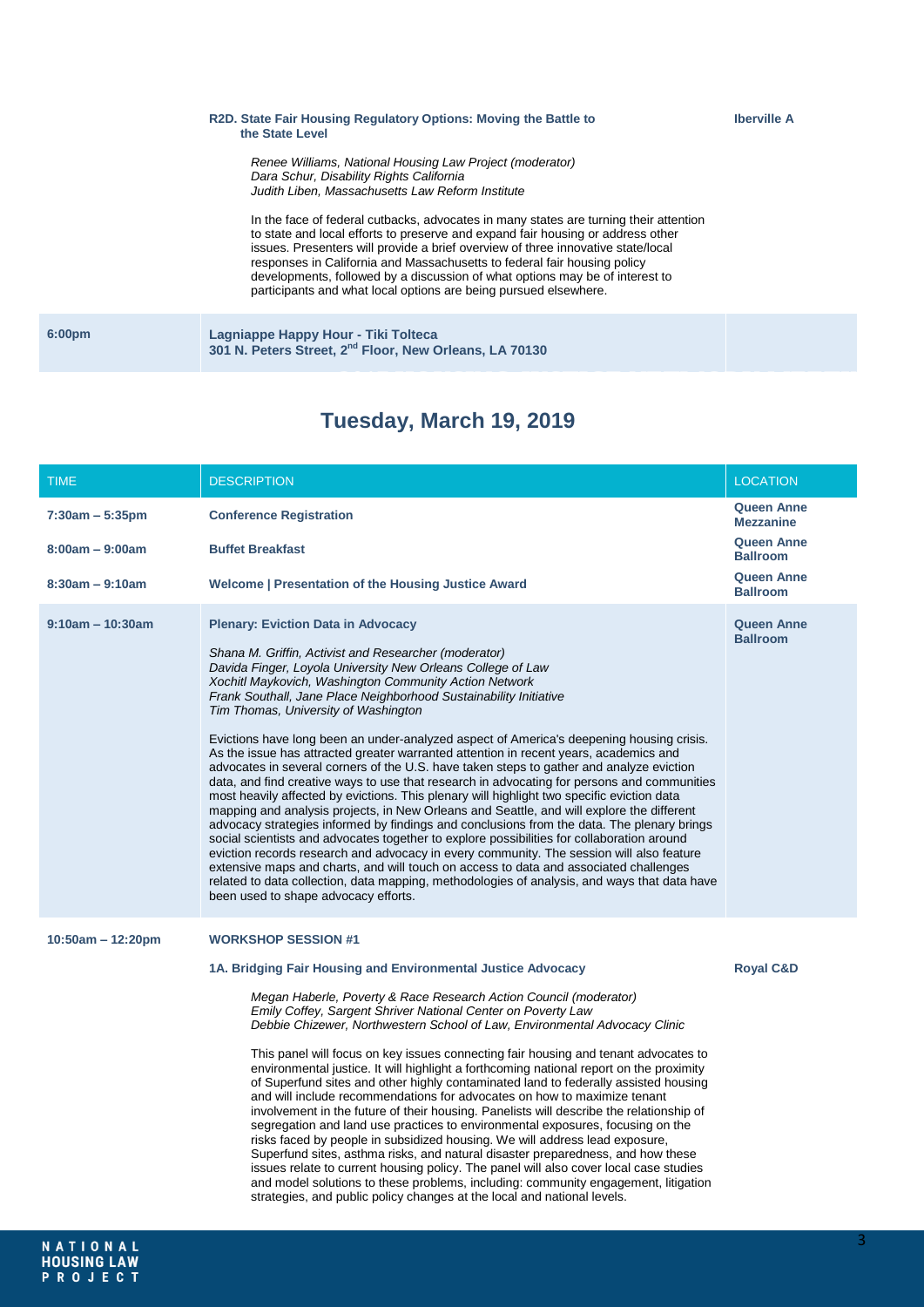**R2D. State Fair Housing Regulatory Options: Moving the Battle to the State Level** — **Iberville A**

*Renee Williams, National Housing Law Project (moderator)*
*Dara Schur, Disability Rights California*
*Judith Liben, Massachusetts Law Reform Institute*

In the face of federal cutbacks, advocates in many states are turning their attention to state and local efforts to preserve and expand fair housing or address other issues. Presenters will provide a brief overview of three innovative state/local responses in California and Massachusetts to federal fair housing policy developments, followed by a discussion of what options may be of interest to participants and what local options are being pursued elsewhere.

| | | |
|---|---|---|
| **6:00pm** | **Lagniappe Happy Hour - Tiki Tolteca**<br>**301 N. Peters Street, 2nd Floor, New Orleans, LA 70130** | |

## Tuesday, March 19, 2019

| TIME | DESCRIPTION | LOCATION |
|---|---|---|
| **7:30am – 5:35pm** | **Conference Registration** | **Queen Anne Mezzanine** |
| **8:00am – 9:00am** | **Buffet Breakfast** | **Queen Anne Ballroom** |
| **8:30am – 9:10am** | **Welcome \| Presentation of the Housing Justice Award** | **Queen Anne Ballroom** |
| **9:10am – 10:30am** | **Plenary: Eviction Data in Advocacy**<br><br>*Shana M. Griffin, Activist and Researcher (moderator)*<br>*Davida Finger, Loyola University New Orleans College of Law*<br>*Xochitl Maykovich, Washington Community Action Network*<br>*Frank Southall, Jane Place Neighborhood Sustainability Initiative*<br>*Tim Thomas, University of Washington*<br><br>Evictions have long been an under-analyzed aspect of America's deepening housing crisis. As the issue has attracted greater warranted attention in recent years, academics and advocates in several corners of the U.S. have taken steps to gather and analyze eviction data, and find creative ways to use that research in advocating for persons and communities most heavily affected by evictions. This plenary will highlight two specific eviction data mapping and analysis projects, in New Orleans and Seattle, and will explore the different advocacy strategies informed by findings and conclusions from the data. The plenary brings social scientists and advocates together to explore possibilities for collaboration around eviction records research and advocacy in every community. The session will also feature extensive maps and charts, and will touch on access to data and associated challenges related to data collection, data mapping, methodologies of analysis, and ways that data have been used to shape advocacy efforts. | **Queen Anne Ballroom** |
| **10:50am – 12:20pm** | **WORKSHOP SESSION #1** | |
| | **1A. Bridging Fair Housing and Environmental Justice Advocacy**<br><br>*Megan Haberle, Poverty & Race Research Action Council (moderator)*<br>*Emily Coffey, Sargent Shriver National Center on Poverty Law*<br>*Debbie Chizewer, Northwestern School of Law, Environmental Advocacy Clinic*<br><br>This panel will focus on key issues connecting fair housing and tenant advocates to environmental justice. It will highlight a forthcoming national report on the proximity of Superfund sites and other highly contaminated land to federally assisted housing and will include recommendations for advocates on how to maximize tenant involvement in the future of their housing. Panelists will describe the relationship of segregation and land use practices to environmental exposures, focusing on the risks faced by people in subsidized housing. We will address lead exposure, Superfund sites, asthma risks, and natural disaster preparedness, and how these issues relate to current housing policy. The panel will also cover local case studies and model solutions to these problems, including: community engagement, litigation strategies, and public policy changes at the local and national levels. | **Royal C&D** |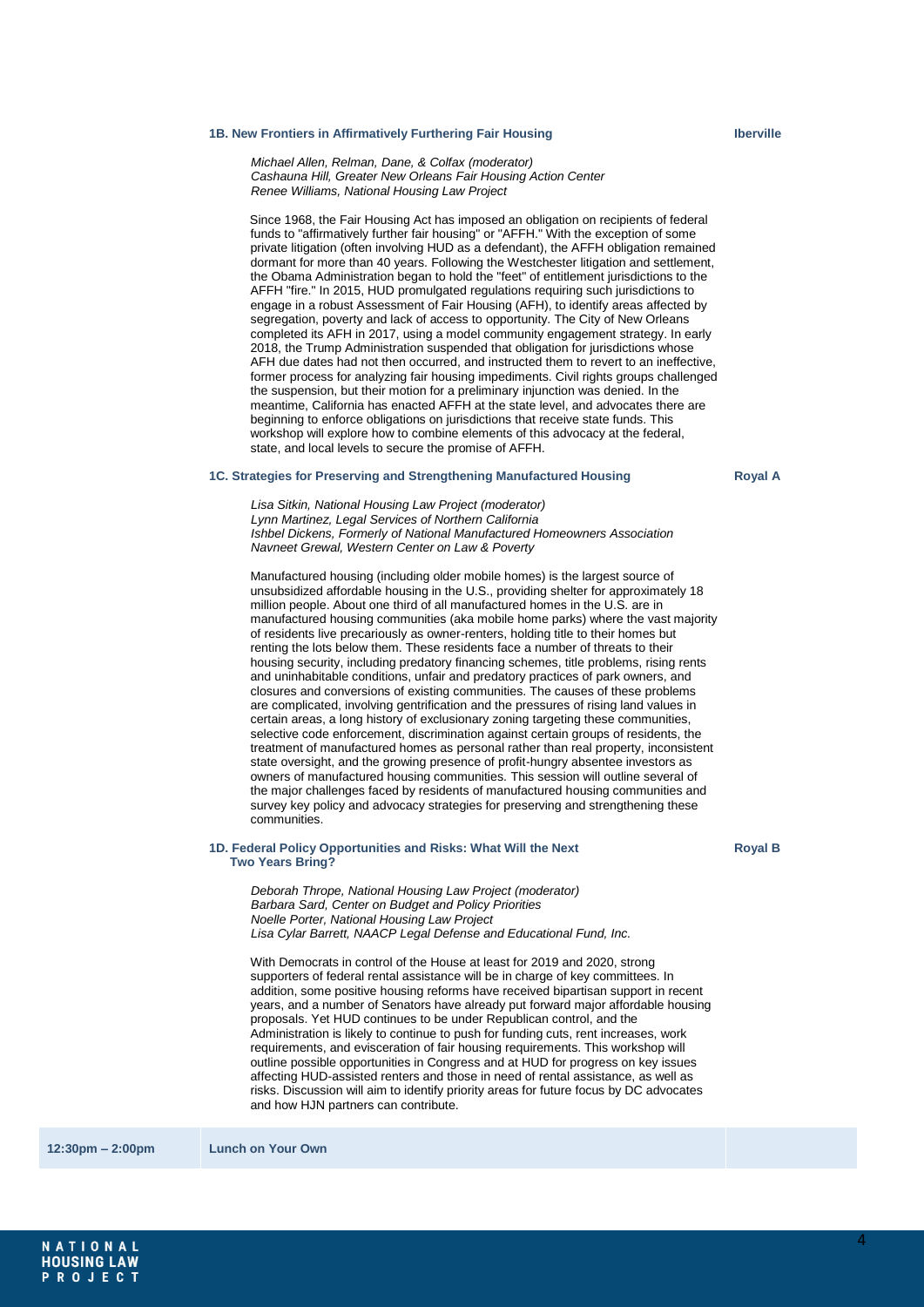### 1B. New Frontiers in Affirmatively Furthering Fair Housing

**Iberville**

*Michael Allen, Relman, Dane, & Colfax (moderator)*
*Cashauna Hill, Greater New Orleans Fair Housing Action Center*
*Renee Williams, National Housing Law Project*

Since 1968, the Fair Housing Act has imposed an obligation on recipients of federal funds to "affirmatively further fair housing" or "AFFH." With the exception of some private litigation (often involving HUD as a defendant), the AFFH obligation remained dormant for more than 40 years. Following the Westchester litigation and settlement, the Obama Administration began to hold the "feet" of entitlement jurisdictions to the AFFH "fire." In 2015, HUD promulgated regulations requiring such jurisdictions to engage in a robust Assessment of Fair Housing (AFH), to identify areas affected by segregation, poverty and lack of access to opportunity. The City of New Orleans completed its AFH in 2017, using a model community engagement strategy. In early 2018, the Trump Administration suspended that obligation for jurisdictions whose AFH due dates had not then occurred, and instructed them to revert to an ineffective, former process for analyzing fair housing impediments. Civil rights groups challenged the suspension, but their motion for a preliminary injunction was denied. In the meantime, California has enacted AFFH at the state level, and advocates there are beginning to enforce obligations on jurisdictions that receive state funds. This workshop will explore how to combine elements of this advocacy at the federal, state, and local levels to secure the promise of AFFH.

### 1C. Strategies for Preserving and Strengthening Manufactured Housing

**Royal A**

*Lisa Sitkin, National Housing Law Project (moderator)*
*Lynn Martinez, Legal Services of Northern California*
*Ishbel Dickens, Formerly of National Manufactured Homeowners Association*
*Navneet Grewal, Western Center on Law & Poverty*

Manufactured housing (including older mobile homes) is the largest source of unsubsidized affordable housing in the U.S., providing shelter for approximately 18 million people. About one third of all manufactured homes in the U.S. are in manufactured housing communities (aka mobile home parks) where the vast majority of residents live precariously as owner-renters, holding title to their homes but renting the lots below them. These residents face a number of threats to their housing security, including predatory financing schemes, title problems, rising rents and uninhabitable conditions, unfair and predatory practices of park owners, and closures and conversions of existing communities. The causes of these problems are complicated, involving gentrification and the pressures of rising land values in certain areas, a long history of exclusionary zoning targeting these communities, selective code enforcement, discrimination against certain groups of residents, the treatment of manufactured homes as personal rather than real property, inconsistent state oversight, and the growing presence of profit-hungry absentee investors as owners of manufactured housing communities. This session will outline several of the major challenges faced by residents of manufactured housing communities and survey key policy and advocacy strategies for preserving and strengthening these communities.

### 1D. Federal Policy Opportunities and Risks: What Will the Next Two Years Bring?

**Royal B**

*Deborah Thrope, National Housing Law Project (moderator)*
*Barbara Sard, Center on Budget and Policy Priorities*
*Noelle Porter, National Housing Law Project*
*Lisa Cylar Barrett, NAACP Legal Defense and Educational Fund, Inc.*

With Democrats in control of the House at least for 2019 and 2020, strong supporters of federal rental assistance will be in charge of key committees. In addition, some positive housing reforms have received bipartisan support in recent years, and a number of Senators have already put forward major affordable housing proposals. Yet HUD continues to be under Republican control, and the Administration is likely to continue to push for funding cuts, rent increases, work requirements, and evisceration of fair housing requirements. This workshop will outline possible opportunities in Congress and at HUD for progress on key issues affecting HUD-assisted renters and those in need of rental assistance, as well as risks. Discussion will aim to identify priority areas for future focus by DC advocates and how HJN partners can contribute.

| 12:30pm – 2:00pm | Lunch on Your Own |
|---|---|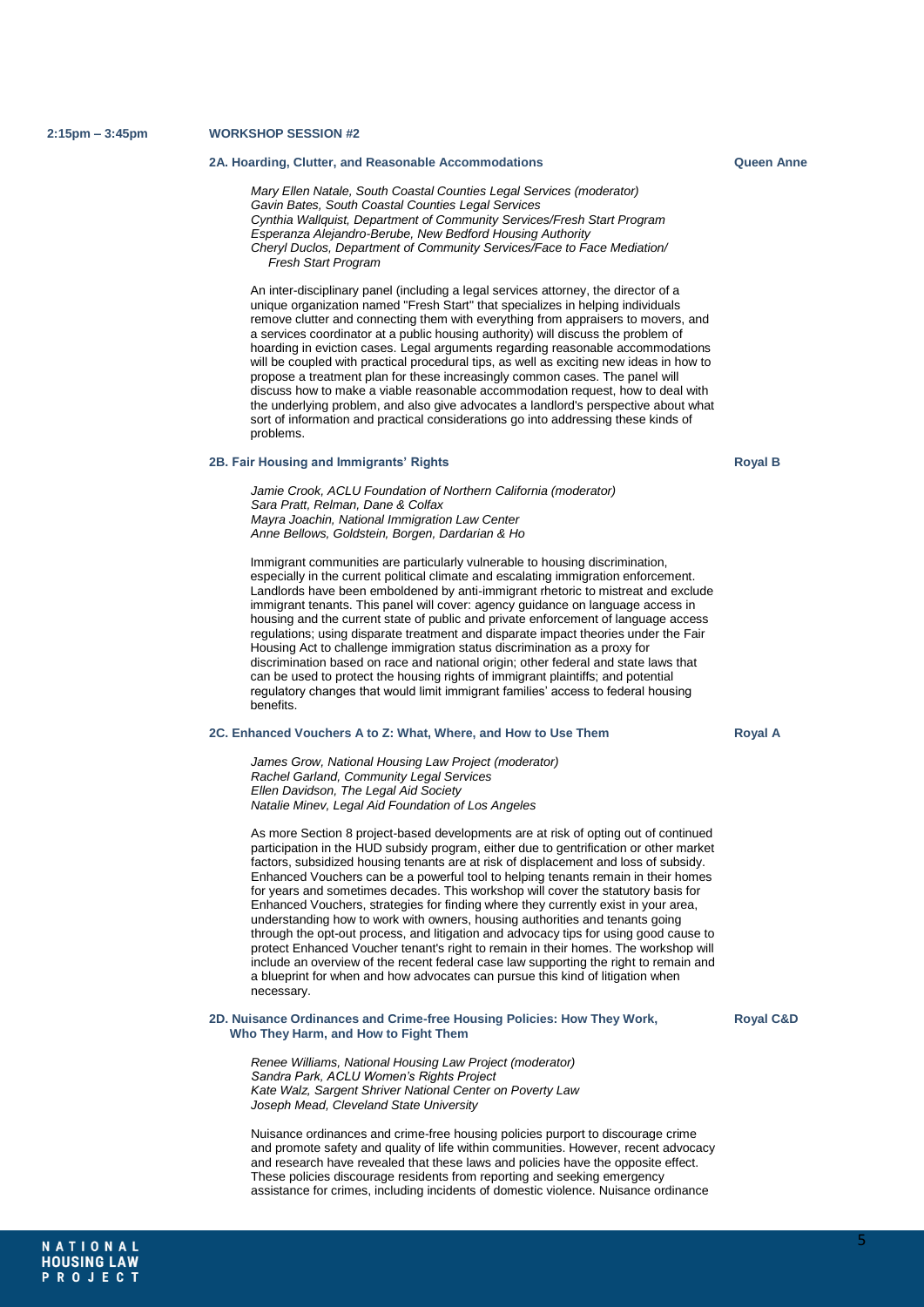**2:15pm – 3:45pm** **WORKSHOP SESSION #2**

### 2A. Hoarding, Clutter, and Reasonable Accommodations — Queen Anne

*Mary Ellen Natale, South Coastal Counties Legal Services (moderator)*
*Gavin Bates, South Coastal Counties Legal Services*
*Cynthia Wallquist, Department of Community Services/Fresh Start Program*
*Esperanza Alejandro-Berube, New Bedford Housing Authority*
*Cheryl Duclos, Department of Community Services/Face to Face Mediation/ Fresh Start Program*

An inter-disciplinary panel (including a legal services attorney, the director of a unique organization named "Fresh Start" that specializes in helping individuals remove clutter and connecting them with everything from appraisers to movers, and a services coordinator at a public housing authority) will discuss the problem of hoarding in eviction cases. Legal arguments regarding reasonable accommodations will be coupled with practical procedural tips, as well as exciting new ideas in how to propose a treatment plan for these increasingly common cases. The panel will discuss how to make a viable reasonable accommodation request, how to deal with the underlying problem, and also give advocates a landlord's perspective about what sort of information and practical considerations go into addressing these kinds of problems.

### 2B. Fair Housing and Immigrants' Rights — Royal B

*Jamie Crook, ACLU Foundation of Northern California (moderator)*
*Sara Pratt, Relman, Dane & Colfax*
*Mayra Joachin, National Immigration Law Center*
*Anne Bellows, Goldstein, Borgen, Dardarian & Ho*

Immigrant communities are particularly vulnerable to housing discrimination, especially in the current political climate and escalating immigration enforcement. Landlords have been emboldened by anti-immigrant rhetoric to mistreat and exclude immigrant tenants. This panel will cover: agency guidance on language access in housing and the current state of public and private enforcement of language access regulations; using disparate treatment and disparate impact theories under the Fair Housing Act to challenge immigration status discrimination as a proxy for discrimination based on race and national origin; other federal and state laws that can be used to protect the housing rights of immigrant plaintiffs; and potential regulatory changes that would limit immigrant families' access to federal housing benefits.

### 2C. Enhanced Vouchers A to Z: What, Where, and How to Use Them — Royal A

*James Grow, National Housing Law Project (moderator)*
*Rachel Garland, Community Legal Services*
*Ellen Davidson, The Legal Aid Society*
*Natalie Minev, Legal Aid Foundation of Los Angeles*

As more Section 8 project-based developments are at risk of opting out of continued participation in the HUD subsidy program, either due to gentrification or other market factors, subsidized housing tenants are at risk of displacement and loss of subsidy. Enhanced Vouchers can be a powerful tool to helping tenants remain in their homes for years and sometimes decades. This workshop will cover the statutory basis for Enhanced Vouchers, strategies for finding where they currently exist in your area, understanding how to work with owners, housing authorities and tenants going through the opt-out process, and litigation and advocacy tips for using good cause to protect Enhanced Voucher tenant's right to remain in their homes. The workshop will include an overview of the recent federal case law supporting the right to remain and a blueprint for when and how advocates can pursue this kind of litigation when necessary.

### 2D. Nuisance Ordinances and Crime-free Housing Policies: How They Work, Who They Harm, and How to Fight Them — Royal C&D

*Renee Williams, National Housing Law Project (moderator)*
*Sandra Park, ACLU Women's Rights Project*
*Kate Walz, Sargent Shriver National Center on Poverty Law*
*Joseph Mead, Cleveland State University*

Nuisance ordinances and crime-free housing policies purport to discourage crime and promote safety and quality of life within communities. However, recent advocacy and research have revealed that these laws and policies have the opposite effect. These policies discourage residents from reporting and seeking emergency assistance for crimes, including incidents of domestic violence. Nuisance ordinance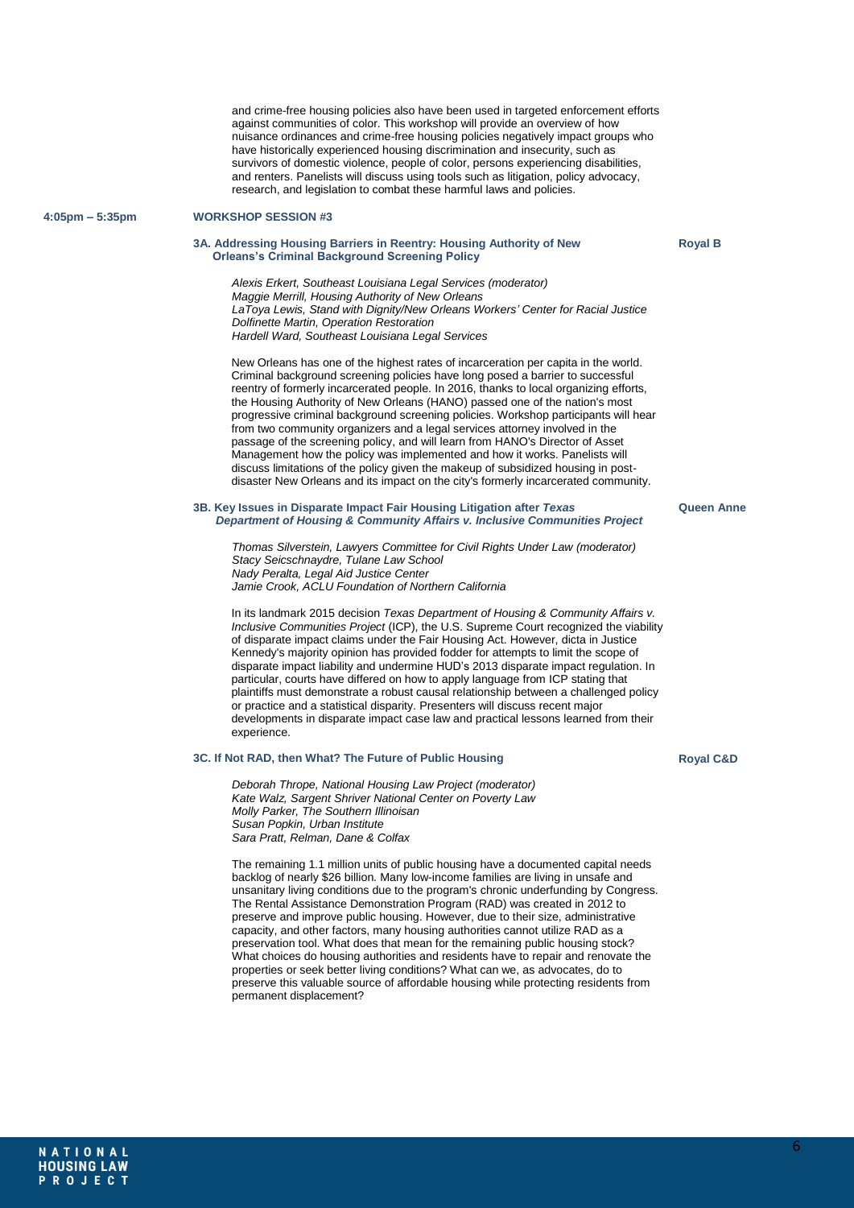and crime-free housing policies also have been used in targeted enforcement efforts against communities of color. This workshop will provide an overview of how nuisance ordinances and crime-free housing policies negatively impact groups who have historically experienced housing discrimination and insecurity, such as survivors of domestic violence, people of color, persons experiencing disabilities, and renters. Panelists will discuss using tools such as litigation, policy advocacy, research, and legislation to combat these harmful laws and policies.

**4:05pm – 5:35pm** **WORKSHOP SESSION #3**

### 3A. Addressing Housing Barriers in Reentry: Housing Authority of New Orleans's Criminal Background Screening Policy

**Royal B**

*Alexis Erkert, Southeast Louisiana Legal Services (moderator)*
*Maggie Merrill, Housing Authority of New Orleans*
*LaToya Lewis, Stand with Dignity/New Orleans Workers' Center for Racial Justice*
*Dolfinette Martin, Operation Restoration*
*Hardell Ward, Southeast Louisiana Legal Services*

New Orleans has one of the highest rates of incarceration per capita in the world. Criminal background screening policies have long posed a barrier to successful reentry of formerly incarcerated people. In 2016, thanks to local organizing efforts, the Housing Authority of New Orleans (HANO) passed one of the nation's most progressive criminal background screening policies. Workshop participants will hear from two community organizers and a legal services attorney involved in the passage of the screening policy, and will learn from HANO's Director of Asset Management how the policy was implemented and how it works. Panelists will discuss limitations of the policy given the makeup of subsidized housing in post-disaster New Orleans and its impact on the city's formerly incarcerated community.

### 3B. Key Issues in Disparate Impact Fair Housing Litigation after *Texas Department of Housing & Community Affairs v. Inclusive Communities Project*

**Queen Anne**

*Thomas Silverstein, Lawyers Committee for Civil Rights Under Law (moderator)*
*Stacy Seicschnaydre, Tulane Law School*
*Nady Peralta, Legal Aid Justice Center*
*Jamie Crook, ACLU Foundation of Northern California*

In its landmark 2015 decision *Texas Department of Housing & Community Affairs v. Inclusive Communities Project* (ICP), the U.S. Supreme Court recognized the viability of disparate impact claims under the Fair Housing Act. However, dicta in Justice Kennedy's majority opinion has provided fodder for attempts to limit the scope of disparate impact liability and undermine HUD's 2013 disparate impact regulation. In particular, courts have differed on how to apply language from ICP stating that plaintiffs must demonstrate a robust causal relationship between a challenged policy or practice and a statistical disparity. Presenters will discuss recent major developments in disparate impact case law and practical lessons learned from their experience.

### 3C. If Not RAD, then What? The Future of Public Housing

**Royal C&D**

*Deborah Thrope, National Housing Law Project (moderator)*
*Kate Walz, Sargent Shriver National Center on Poverty Law*
*Molly Parker, The Southern Illinoisan*
*Susan Popkin, Urban Institute*
*Sara Pratt, Relman, Dane & Colfax*

The remaining 1.1 million units of public housing have a documented capital needs backlog of nearly $26 billion. Many low-income families are living in unsafe and unsanitary living conditions due to the program's chronic underfunding by Congress. The Rental Assistance Demonstration Program (RAD) was created in 2012 to preserve and improve public housing. However, due to their size, administrative capacity, and other factors, many housing authorities cannot utilize RAD as a preservation tool. What does that mean for the remaining public housing stock? What choices do housing authorities and residents have to repair and renovate the properties or seek better living conditions? What can we, as advocates, do to preserve this valuable source of affordable housing while protecting residents from permanent displacement?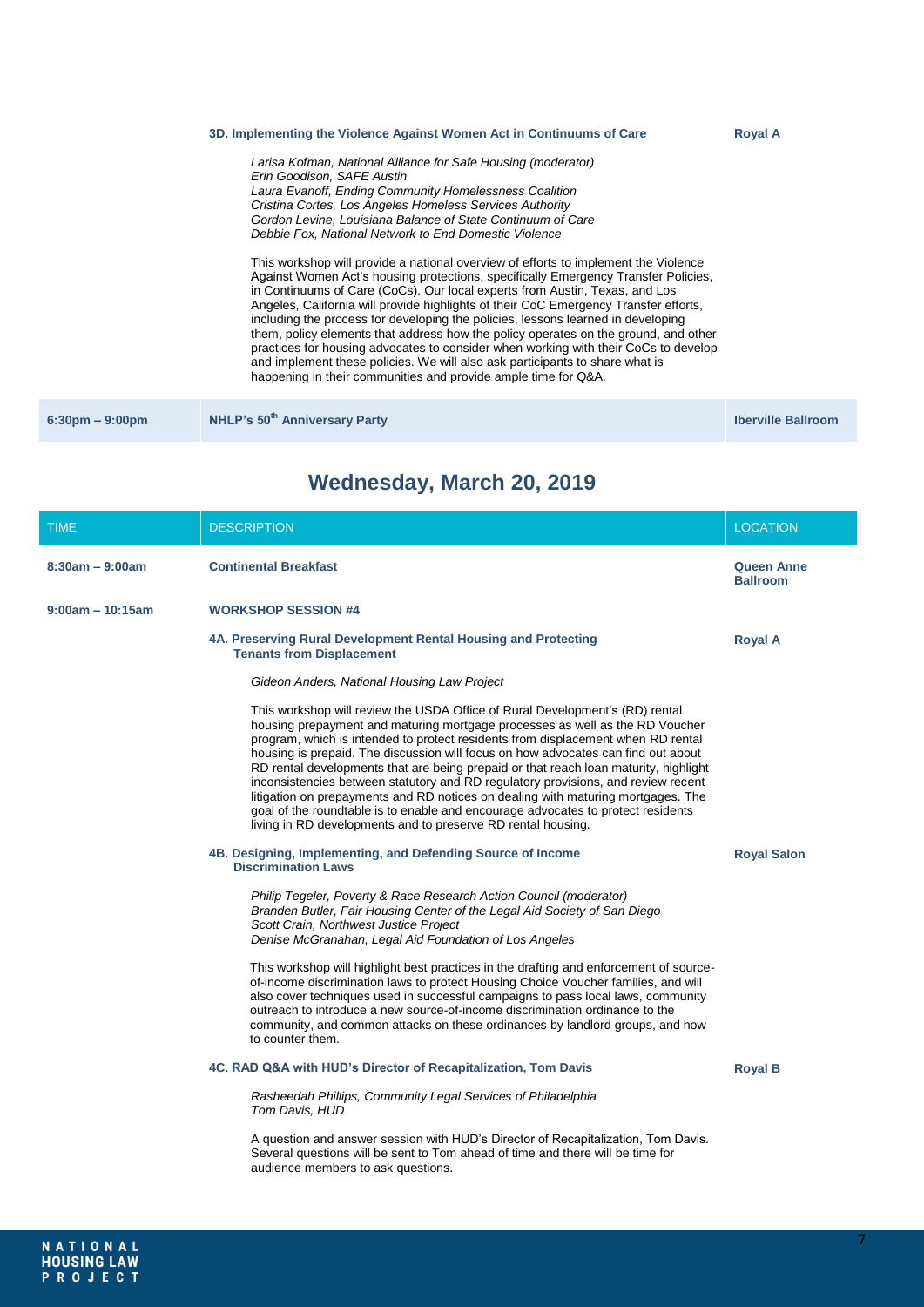**3D. Implementing the Violence Against Women Act in Continuums of Care** — **Royal A**

*Larisa Kofman, National Alliance for Safe Housing (moderator)*
*Erin Goodison, SAFE Austin*
*Laura Evanoff, Ending Community Homelessness Coalition*
*Cristina Cortes, Los Angeles Homeless Services Authority*
*Gordon Levine, Louisiana Balance of State Continuum of Care*
*Debbie Fox, National Network to End Domestic Violence*

This workshop will provide a national overview of efforts to implement the Violence Against Women Act's housing protections, specifically Emergency Transfer Policies, in Continuums of Care (CoCs). Our local experts from Austin, Texas, and Los Angeles, California will provide highlights of their CoC Emergency Transfer efforts, including the process for developing the policies, lessons learned in developing them, policy elements that address how the policy operates on the ground, and other practices for housing advocates to consider when working with their CoCs to develop and implement these policies. We will also ask participants to share what is happening in their communities and provide ample time for Q&A.

| | | |
|---|---|---|
| **6:30pm – 9:00pm** | **NHLP's 50th Anniversary Party** | **Iberville Ballroom** |

## Wednesday, March 20, 2019

| TIME | DESCRIPTION | LOCATION |
|---|---|---|
| **8:30am – 9:00am** | **Continental Breakfast** | **Queen Anne Ballroom** |
| **9:00am – 10:15am** | **WORKSHOP SESSION #4** | |

**4A. Preserving Rural Development Rental Housing and Protecting Tenants from Displacement** — **Royal A**

*Gideon Anders, National Housing Law Project*

This workshop will review the USDA Office of Rural Development's (RD) rental housing prepayment and maturing mortgage processes as well as the RD Voucher program, which is intended to protect residents from displacement when RD rental housing is prepaid. The discussion will focus on how advocates can find out about RD rental developments that are being prepaid or that reach loan maturity, highlight inconsistencies between statutory and RD regulatory provisions, and review recent litigation on prepayments and RD notices on dealing with maturing mortgages. The goal of the roundtable is to enable and encourage advocates to protect residents living in RD developments and to preserve RD rental housing.

**4B. Designing, Implementing, and Defending Source of Income Discrimination Laws** — **Royal Salon**

*Philip Tegeler, Poverty & Race Research Action Council (moderator)*
*Branden Butler, Fair Housing Center of the Legal Aid Society of San Diego*
*Scott Crain, Northwest Justice Project*
*Denise McGranahan, Legal Aid Foundation of Los Angeles*

This workshop will highlight best practices in the drafting and enforcement of source-of-income discrimination laws to protect Housing Choice Voucher families, and will also cover techniques used in successful campaigns to pass local laws, community outreach to introduce a new source-of-income discrimination ordinance to the community, and common attacks on these ordinances by landlord groups, and how to counter them.

**4C. RAD Q&A with HUD's Director of Recapitalization, Tom Davis** — **Royal B**

*Rasheedah Phillips, Community Legal Services of Philadelphia*
*Tom Davis, HUD*

A question and answer session with HUD's Director of Recapitalization, Tom Davis. Several questions will be sent to Tom ahead of time and there will be time for audience members to ask questions.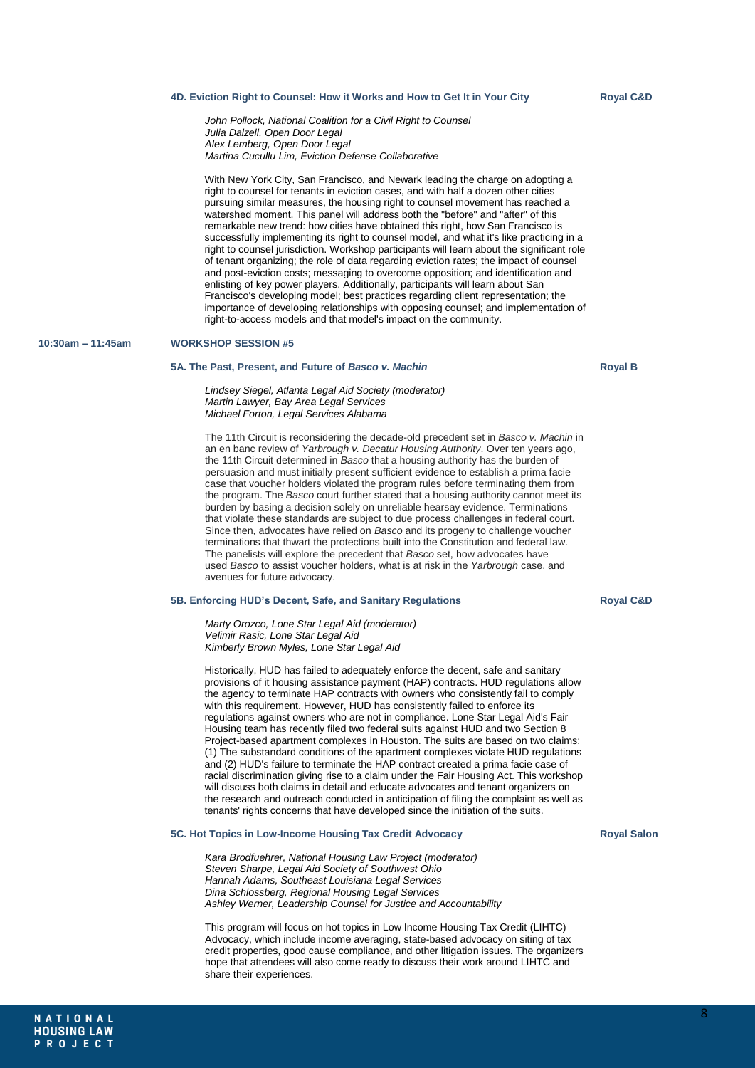### 4D. Eviction Right to Counsel: How it Works and How to Get It in Your City — Royal C&D

*John Pollock, National Coalition for a Civil Right to Counsel*
*Julia Dalzell, Open Door Legal*
*Alex Lemberg, Open Door Legal*
*Martina Cucullu Lim, Eviction Defense Collaborative*

With New York City, San Francisco, and Newark leading the charge on adopting a right to counsel for tenants in eviction cases, and with half a dozen other cities pursuing similar measures, the housing right to counsel movement has reached a watershed moment. This panel will address both the "before" and "after" of this remarkable new trend: how cities have obtained this right, how San Francisco is successfully implementing its right to counsel model, and what it's like practicing in a right to counsel jurisdiction. Workshop participants will learn about the significant role of tenant organizing; the role of data regarding eviction rates; the impact of counsel and post-eviction costs; messaging to overcome opposition; and identification and enlisting of key power players. Additionally, participants will learn about San Francisco's developing model; best practices regarding client representation; the importance of developing relationships with opposing counsel; and implementation of right-to-access models and that model's impact on the community.

## 10:30am – 11:45am WORKSHOP SESSION #5

### 5A. The Past, Present, and Future of *Basco v. Machin* — Royal B

*Lindsey Siegel, Atlanta Legal Aid Society (moderator)*
*Martin Lawyer, Bay Area Legal Services*
*Michael Forton, Legal Services Alabama*

The 11th Circuit is reconsidering the decade-old precedent set in *Basco v. Machin* in an en banc review of *Yarbrough v. Decatur Housing Authority*. Over ten years ago, the 11th Circuit determined in *Basco* that a housing authority has the burden of persuasion and must initially present sufficient evidence to establish a prima facie case that voucher holders violated the program rules before terminating them from the program. The *Basco* court further stated that a housing authority cannot meet its burden by basing a decision solely on unreliable hearsay evidence. Terminations that violate these standards are subject to due process challenges in federal court. Since then, advocates have relied on *Basco* and its progeny to challenge voucher terminations that thwart the protections built into the Constitution and federal law. The panelists will explore the precedent that *Basco* set, how advocates have used *Basco* to assist voucher holders, what is at risk in the *Yarbrough* case, and avenues for future advocacy.

### 5B. Enforcing HUD's Decent, Safe, and Sanitary Regulations — Royal C&D

*Marty Orozco, Lone Star Legal Aid (moderator)*
*Velimir Rasic, Lone Star Legal Aid*
*Kimberly Brown Myles, Lone Star Legal Aid*

Historically, HUD has failed to adequately enforce the decent, safe and sanitary provisions of it housing assistance payment (HAP) contracts. HUD regulations allow the agency to terminate HAP contracts with owners who consistently fail to comply with this requirement. However, HUD has consistently failed to enforce its regulations against owners who are not in compliance. Lone Star Legal Aid's Fair Housing team has recently filed two federal suits against HUD and two Section 8 Project-based apartment complexes in Houston. The suits are based on two claims: (1) The substandard conditions of the apartment complexes violate HUD regulations and (2) HUD's failure to terminate the HAP contract created a prima facie case of racial discrimination giving rise to a claim under the Fair Housing Act. This workshop will discuss both claims in detail and educate advocates and tenant organizers on the research and outreach conducted in anticipation of filing the complaint as well as tenants' rights concerns that have developed since the initiation of the suits.

### 5C. Hot Topics in Low-Income Housing Tax Credit Advocacy — Royal Salon

*Kara Brodfuehrer, National Housing Law Project (moderator)*
*Steven Sharpe, Legal Aid Society of Southwest Ohio*
*Hannah Adams, Southeast Louisiana Legal Services*
*Dina Schlossberg, Regional Housing Legal Services*
*Ashley Werner, Leadership Counsel for Justice and Accountability*

This program will focus on hot topics in Low Income Housing Tax Credit (LIHTC) Advocacy, which include income averaging, state-based advocacy on siting of tax credit properties, good cause compliance, and other litigation issues. The organizers hope that attendees will also come ready to discuss their work around LIHTC and share their experiences.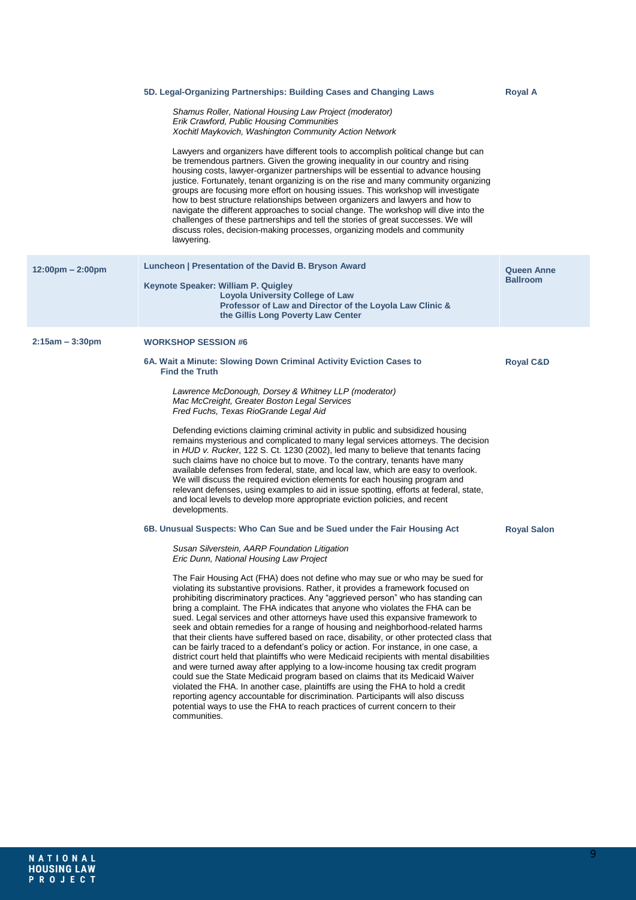### 5D. Legal-Organizing Partnerships: Building Cases and Changing Laws

**Royal A**

*Shamus Roller, National Housing Law Project (moderator)*
*Erik Crawford, Public Housing Communities*
*Xochitl Maykovich, Washington Community Action Network*

Lawyers and organizers have different tools to accomplish political change but can be tremendous partners. Given the growing inequality in our country and rising housing costs, lawyer-organizer partnerships will be essential to advance housing justice. Fortunately, tenant organizing is on the rise and many community organizing groups are focusing more effort on housing issues. This workshop will investigate how to best structure relationships between organizers and lawyers and how to navigate the different approaches to social change. The workshop will dive into the challenges of these partnerships and tell the stories of great successes. We will discuss roles, decision-making processes, organizing models and community lawyering.

## 12:00pm – 2:00pm

### Luncheon | Presentation of the David B. Bryson Award

**Queen Anne Ballroom**

**Keynote Speaker: William P. Quigley**
**Loyola University College of Law**
**Professor of Law and Director of the Loyola Law Clinic & the Gillis Long Poverty Law Center**

## 2:15am – 3:30pm

### WORKSHOP SESSION #6

### 6A. Wait a Minute: Slowing Down Criminal Activity Eviction Cases to Find the Truth

**Royal C&D**

*Lawrence McDonough, Dorsey & Whitney LLP (moderator)*
*Mac McCreight, Greater Boston Legal Services*
*Fred Fuchs, Texas RioGrande Legal Aid*

Defending evictions claiming criminal activity in public and subsidized housing remains mysterious and complicated to many legal services attorneys. The decision in *HUD v. Rucker*, 122 S. Ct. 1230 (2002), led many to believe that tenants facing such claims have no choice but to move. To the contrary, tenants have many available defenses from federal, state, and local law, which are easy to overlook. We will discuss the required eviction elements for each housing program and relevant defenses, using examples to aid in issue spotting, efforts at federal, state, and local levels to develop more appropriate eviction policies, and recent developments.

### 6B. Unusual Suspects: Who Can Sue and be Sued under the Fair Housing Act

**Royal Salon**

*Susan Silverstein, AARP Foundation Litigation*
*Eric Dunn, National Housing Law Project*

The Fair Housing Act (FHA) does not define who may sue or who may be sued for violating its substantive provisions. Rather, it provides a framework focused on prohibiting discriminatory practices. Any "aggrieved person" who has standing can bring a complaint. The FHA indicates that anyone who violates the FHA can be sued. Legal services and other attorneys have used this expansive framework to seek and obtain remedies for a range of housing and neighborhood-related harms that their clients have suffered based on race, disability, or other protected class that can be fairly traced to a defendant's policy or action. For instance, in one case, a district court held that plaintiffs who were Medicaid recipients with mental disabilities and were turned away after applying to a low-income housing tax credit program could sue the State Medicaid program based on claims that its Medicaid Waiver violated the FHA. In another case, plaintiffs are using the FHA to hold a credit reporting agency accountable for discrimination. Participants will also discuss potential ways to use the FHA to reach practices of current concern to their communities.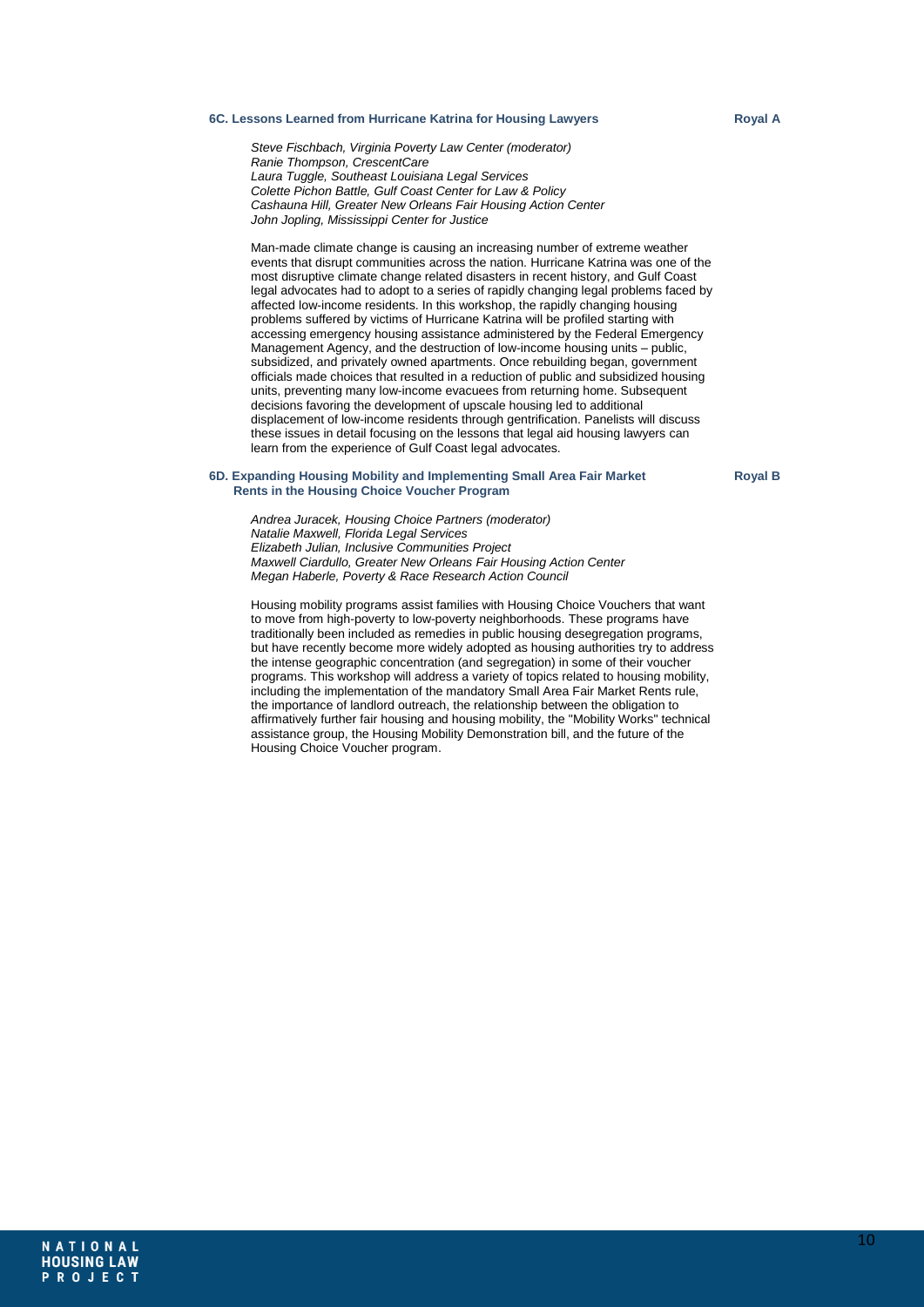### 6C. Lessons Learned from Hurricane Katrina for Housing Lawyers — Royal A

*Steve Fischbach, Virginia Poverty Law Center (moderator)*
*Ranie Thompson, CrescentCare*
*Laura Tuggle, Southeast Louisiana Legal Services*
*Colette Pichon Battle, Gulf Coast Center for Law & Policy*
*Cashauna Hill, Greater New Orleans Fair Housing Action Center*
*John Jopling, Mississippi Center for Justice*

Man-made climate change is causing an increasing number of extreme weather events that disrupt communities across the nation. Hurricane Katrina was one of the most disruptive climate change related disasters in recent history, and Gulf Coast legal advocates had to adopt to a series of rapidly changing legal problems faced by affected low-income residents. In this workshop, the rapidly changing housing problems suffered by victims of Hurricane Katrina will be profiled starting with accessing emergency housing assistance administered by the Federal Emergency Management Agency, and the destruction of low-income housing units – public, subsidized, and privately owned apartments. Once rebuilding began, government officials made choices that resulted in a reduction of public and subsidized housing units, preventing many low-income evacuees from returning home. Subsequent decisions favoring the development of upscale housing led to additional displacement of low-income residents through gentrification. Panelists will discuss these issues in detail focusing on the lessons that legal aid housing lawyers can learn from the experience of Gulf Coast legal advocates.

### 6D. Expanding Housing Mobility and Implementing Small Area Fair Market Rents in the Housing Choice Voucher Program — Royal B

*Andrea Juracek, Housing Choice Partners (moderator)*
*Natalie Maxwell, Florida Legal Services*
*Elizabeth Julian, Inclusive Communities Project*
*Maxwell Ciardullo, Greater New Orleans Fair Housing Action Center*
*Megan Haberle, Poverty & Race Research Action Council*

Housing mobility programs assist families with Housing Choice Vouchers that want to move from high-poverty to low-poverty neighborhoods. These programs have traditionally been included as remedies in public housing desegregation programs, but have recently become more widely adopted as housing authorities try to address the intense geographic concentration (and segregation) in some of their voucher programs. This workshop will address a variety of topics related to housing mobility, including the implementation of the mandatory Small Area Fair Market Rents rule, the importance of landlord outreach, the relationship between the obligation to affirmatively further fair housing and housing mobility, the "Mobility Works" technical assistance group, the Housing Mobility Demonstration bill, and the future of the Housing Choice Voucher program.